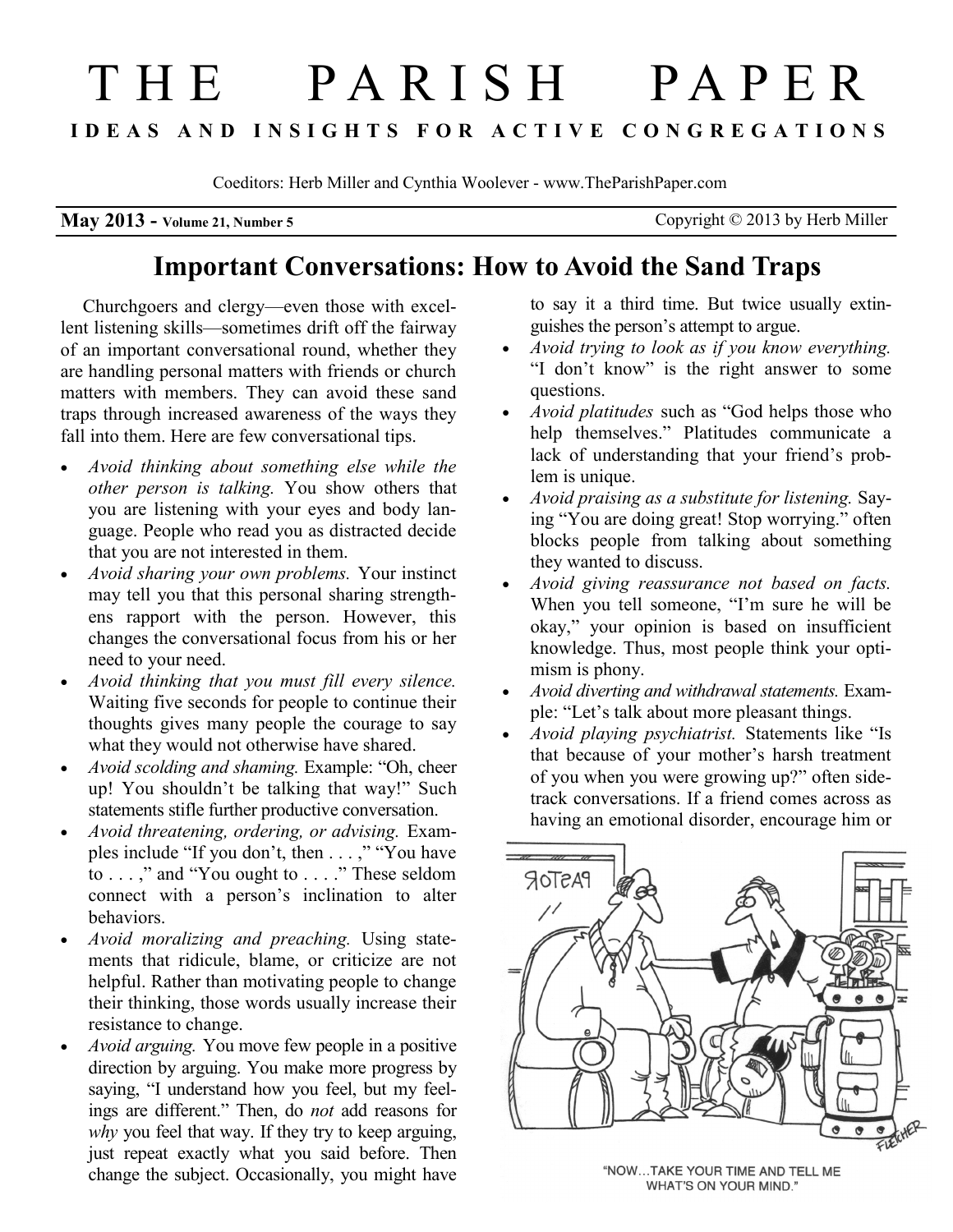# THE PARISH PAPER

**IDEAS AND INSIGHTS FOR ACTIVE CONGREGATIONS**

Coeditors: Herb Miller and Cynthia Woolever - www.TheParishPaper.com

**May 2013 - Volume 21, Number 5** Copyright © 2013 by Herb Miller

## Important Conversations: How to Avoid the Sand Traps

Churchgoers and clergy—even those with excellent listening skills—sometimes drift off the fairway of an important conversational round, whether they are handling personal matters with friends or church matters with members. They can avoid these sand traps through increased awareness of the ways they fall into them. Here are few conversational tips.

- *Avoid thinking about something else while the other person is talking.* You show others that you are listening with your eyes and body language. People who read you as distracted decide that you are not interested in them.
- *Avoid sharing your own problems.* Your instinct may tell you that this personal sharing strengthens rapport with the person. However, this changes the conversational focus from his or her need to your need.
- *Avoid thinking that you must fill every silence.* Waiting five seconds for people to continue their thoughts gives many people the courage to say what they would not otherwise have shared.
- *Avoid scolding and shaming.* Example: "Oh, cheer up! You shouldn't be talking that way!" Such statements stifle further productive conversation.
- *Avoid threatening, ordering, or advising.* Examples include "If you don't, then . . . ," "You have to . . . ," and "You ought to . . . ." These seldom connect with a person's inclination to alter behaviors.
- *Avoid moralizing and preaching.* Using statements that ridicule, blame, or criticize are not helpful. Rather than motivating people to change their thinking, those words usually increase their resistance to change.
- *Avoid arguing.* You move few people in a positive direction by arguing. You make more progress by saying, "I understand how you feel, but my feelings are different." Then, do *not* add reasons for *why* you feel that way. If they try to keep arguing, just repeat exactly what you said before. Then change the subject. Occasionally, you might have to say it a third time. But twice usually extinguishes the person's attempt to argue.
- *Avoid trying to look as if you know everything.* "I don't know" is the right answer to some questions.
- *Avoid platitudes* such as "God helps those who help themselves." Platitudes communicate a lack of understanding that your friend's problem is unique.
- *Avoid praising as a substitute for listening.* Saying "You are doing great! Stop worrying." often blocks people from talking about something they wanted to discuss.
- *Avoid giving reassurance not based on facts.* When you tell someone, "I'm sure he will be okay," your opinion is based on insufficient knowledge. Thus, most people think your optimism is phony.
- *Avoid diverting and withdrawal statements.* Example: "Let's talk about more pleasant things.
- *Avoid playing psychiatrist.* Statements like "Is that because of your mother's harsh treatment of you when you were growing up?" often sidetrack conversations. If a friend comes across as having an emotional disorder, encourage him or

"NOW...TAKE YOUR TIME AND TELL ME WHAT'S ON YOUR MIND."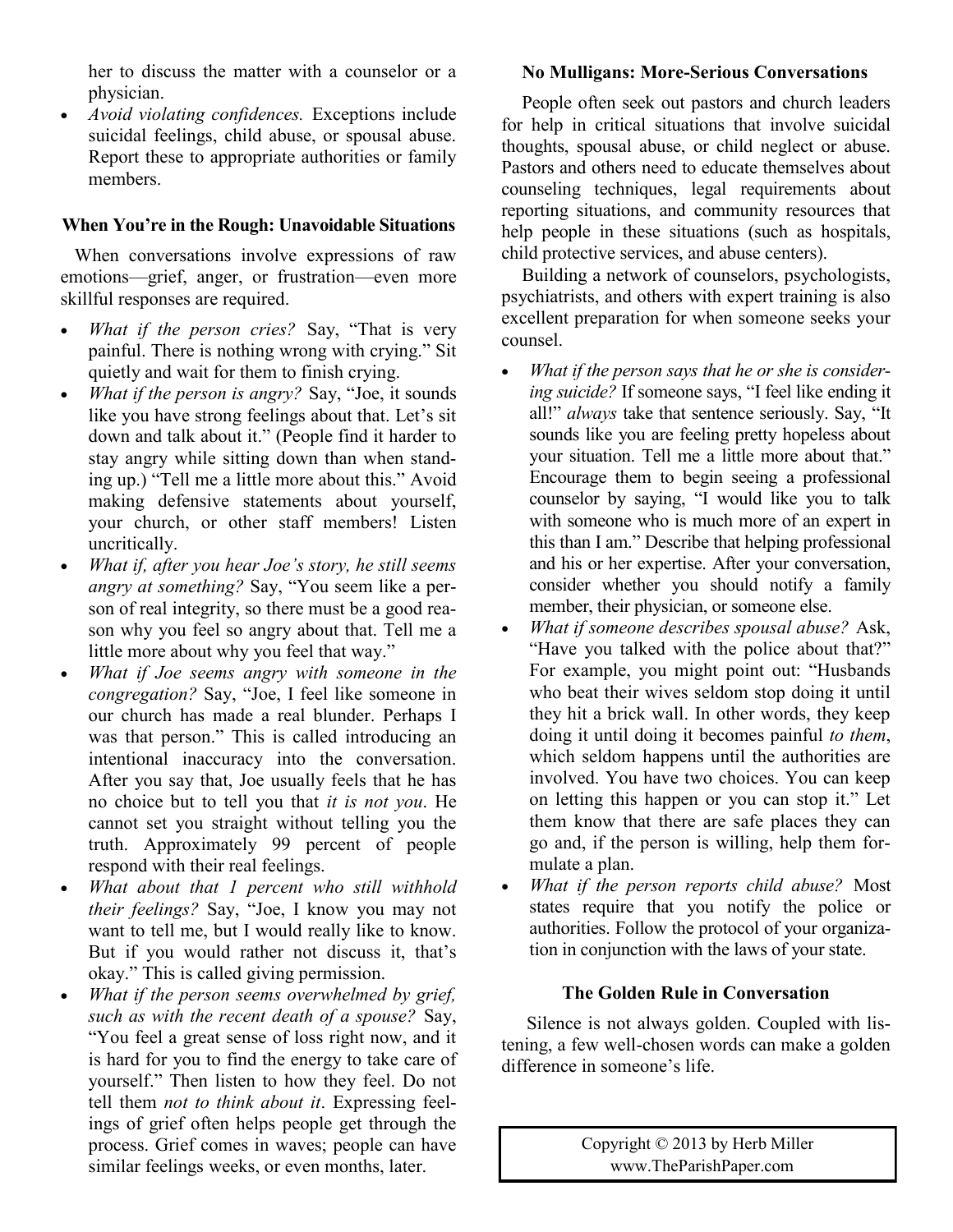her to discuss the matter with a counselor or a physician.

- *Avoid violating confidences.* Exceptions include suicidal feelings, child abuse, or spousal abuse. Report these to appropriate authorities or family members.

### When You're in the Rough: Unavoidable Situations

When conversations involve expressions of raw emotions—grief, anger, or frustration—even more skillful responses are required.

- *What if the person cries?* Say, "That is very painful. There is nothing wrong with crying." Sit quietly and wait for them to finish crying.
- *What if the person is angry?* Say, "Joe, it sounds like you have strong feelings about that. Let's sit down and talk about it." (People find it harder to stay angry while sitting down than when standing up.) "Tell me a little more about this." Avoid making defensive statements about yourself, your church, or other staff members! Listen uncritically.
- *What if, after you hear Joe's story, he still seems angry at something?* Say, "You seem like a person of real integrity, so there must be a good reason why you feel so angry about that. Tell me a little more about why you feel that way."
- *What if Joe seems angry with someone in the congregation?* Say, "Joe, I feel like someone in our church has made a real blunder. Perhaps I was that person." This is called introducing an intentional inaccuracy into the conversation. After you say that, Joe usually feels that he has no choice but to tell you that *it is not you*. He cannot set you straight without telling you the truth. Approximately 99 percent of people respond with their real feelings.
- *What about that 1 percent who still withhold their feelings?* Say, "Joe, I know you may not want to tell me, but I would really like to know. But if you would rather not discuss it, that's okay." This is called giving permission.
- *What if the person seems overwhelmed by grief, such as with the recent death of a spouse?* Say, "You feel a great sense of loss right now, and it is hard for you to find the energy to take care of yourself." Then listen to how they feel. Do not tell them *not to think about it*. Expressing feelings of grief often helps people get through the process. Grief comes in waves; people can have similar feelings weeks, or even months, later.

### No Mulligans: More-Serious Conversations

People often seek out pastors and church leaders for help in critical situations that involve suicidal thoughts, spousal abuse, or child neglect or abuse. Pastors and others need to educate themselves about counseling techniques, legal requirements about reporting situations, and community resources that help people in these situations (such as hospitals, child protective services, and abuse centers).

Building a network of counselors, psychologists, psychiatrists, and others with expert training is also excellent preparation for when someone seeks your counsel.

- *What if the person says that he or she is considering suicide?* If someone says, "I feel like ending it all!" *always* take that sentence seriously. Say, "It sounds like you are feeling pretty hopeless about your situation. Tell me a little more about that." Encourage them to begin seeing a professional counselor by saying, "I would like you to talk with someone who is much more of an expert in this than I am." Describe that helping professional and his or her expertise. After your conversation, consider whether you should notify a family member, their physician, or someone else.
- *What if someone describes spousal abuse?* Ask, "Have you talked with the police about that?" For example, you might point out: "Husbands who beat their wives seldom stop doing it until they hit a brick wall. In other words, they keep doing it until doing it becomes painful *to them*, which seldom happens until the authorities are involved. You have two choices. You can keep on letting this happen or you can stop it." Let them know that there are safe places they can go and, if the person is willing, help them formulate a plan.
- *What if the person reports child abuse?* Most states require that you notify the police or authorities. Follow the protocol of your organization in conjunction with the laws of your state.

### The Golden Rule in Conversation

Silence is not always golden. Coupled with listening, a few well-chosen words can make a golden difference in someone's life.

Copyright © 2013 by Herb Miller
www.TheParishPaper.com